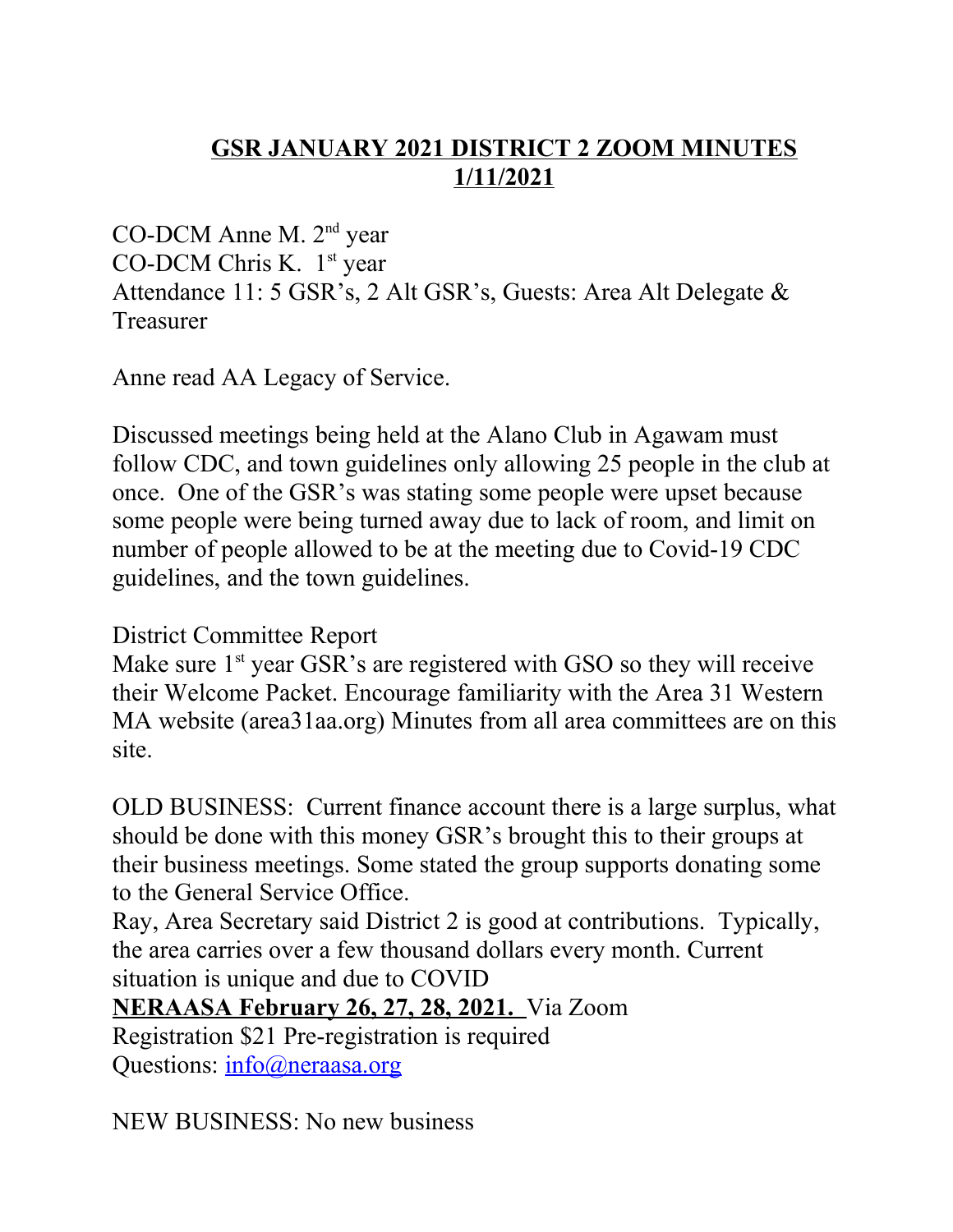# GSR JANUARY 2021 DISTRICT 2 ZOOM MINUTES 1/11/2021

CO-DCM Anne M. 2nd year
CO-DCM Chris K. 1st year
Attendance 11: 5 GSR's, 2 Alt GSR's, Guests: Area Alt Delegate & Treasurer

Anne read AA Legacy of Service.

Discussed meetings being held at the Alano Club in Agawam must follow CDC, and town guidelines only allowing 25 people in the club at once. One of the GSR's was stating some people were upset because some people were being turned away due to lack of room, and limit on number of people allowed to be at the meeting due to Covid-19 CDC guidelines, and the town guidelines.

District Committee Report
Make sure 1st year GSR's are registered with GSO so they will receive their Welcome Packet. Encourage familiarity with the Area 31 Western MA website (area31aa.org) Minutes from all area committees are on this site.

OLD BUSINESS: Current finance account there is a large surplus, what should be done with this money GSR's brought this to their groups at their business meetings. Some stated the group supports donating some to the General Service Office.
Ray, Area Secretary said District 2 is good at contributions. Typically, the area carries over a few thousand dollars every month. Current situation is unique and due to COVID
**NERAASA February 26, 27, 28, 2021.** Via Zoom
Registration $21 Pre-registration is required
Questions: info@neraasa.org

NEW BUSINESS: No new business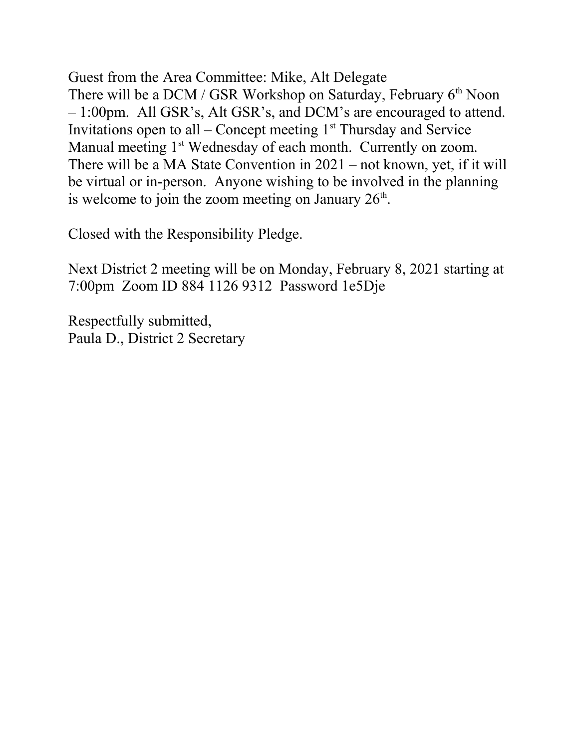Guest from the Area Committee: Mike, Alt Delegate
There will be a DCM / GSR Workshop on Saturday, February 6th Noon – 1:00pm. All GSR's, Alt GSR's, and DCM's are encouraged to attend. Invitations open to all – Concept meeting 1st Thursday and Service Manual meeting 1st Wednesday of each month. Currently on zoom. There will be a MA State Convention in 2021 – not known, yet, if it will be virtual or in-person. Anyone wishing to be involved in the planning is welcome to join the zoom meeting on January 26th.

Closed with the Responsibility Pledge.

Next District 2 meeting will be on Monday, February 8, 2021 starting at 7:00pm Zoom ID 884 1126 9312 Password 1e5Dje

Respectfully submitted,
Paula D., District 2 Secretary